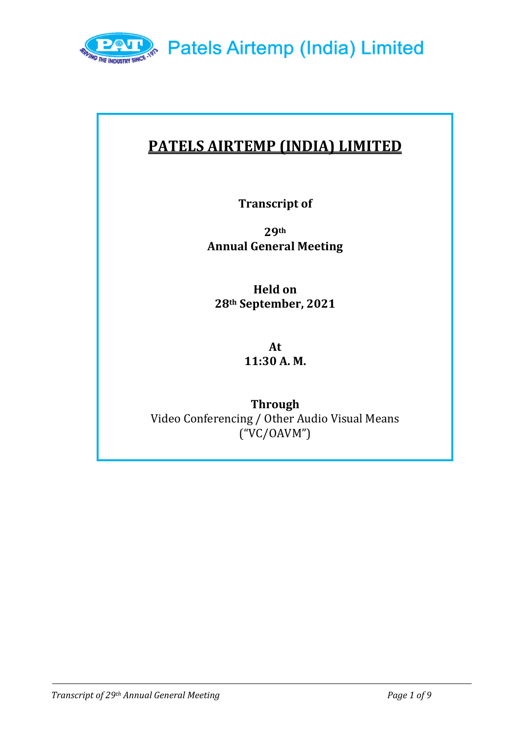# PATELS AIRTEMP (INDIA) LIMITED

**Transcript of**

**29th**
**Annual General Meeting**

**Held on**
**28th September, 2021**

**At**
**11:30 A. M.**

**Through**
Video Conferencing / Other Audio Visual Means
("VC/OAVM")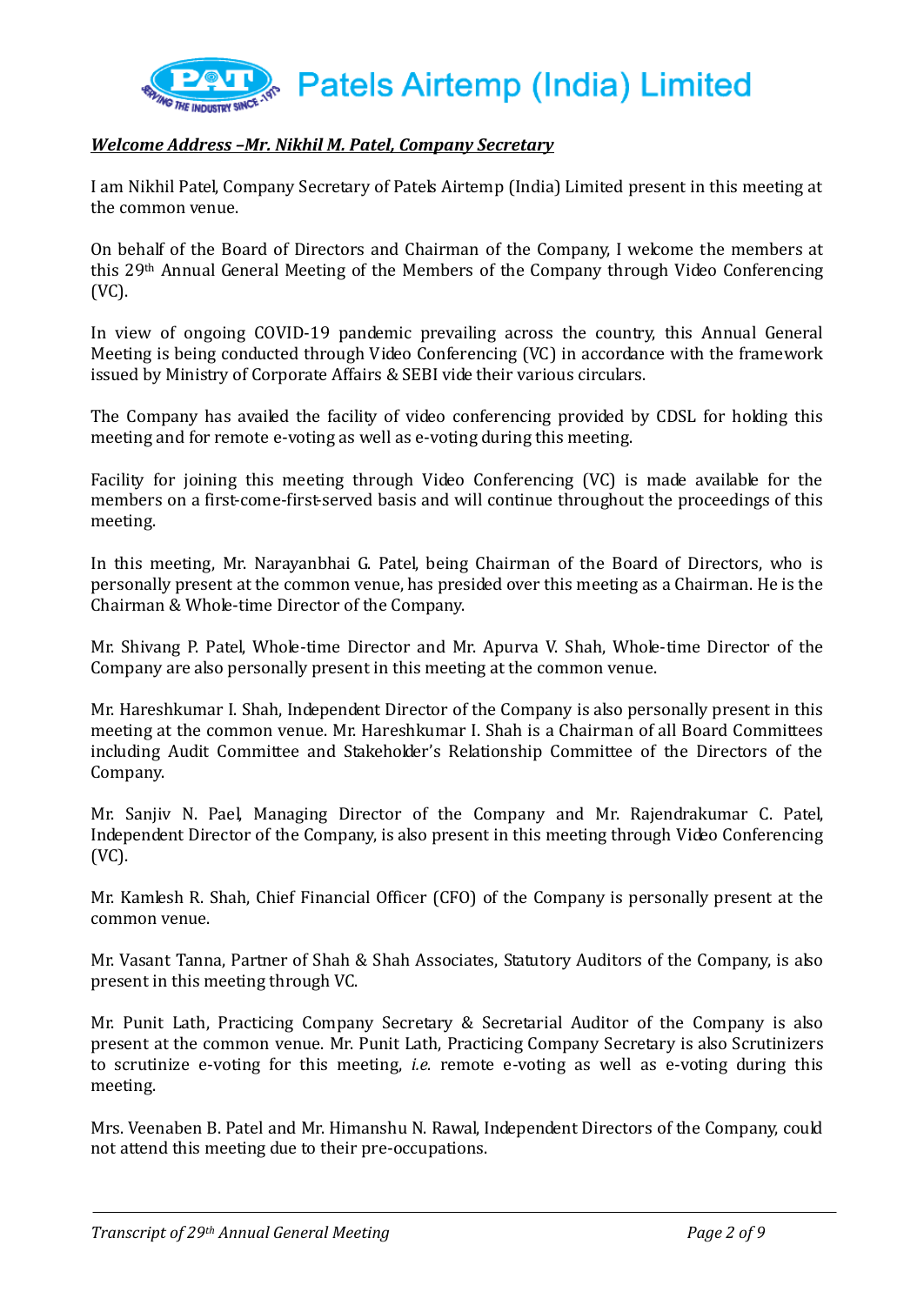***Welcome Address –Mr. Nikhil M. Patel, Company Secretary***

I am Nikhil Patel, Company Secretary of Patels Airtemp (India) Limited present in this meeting at the common venue.

On behalf of the Board of Directors and Chairman of the Company, I welcome the members at this 29th Annual General Meeting of the Members of the Company through Video Conferencing (VC).

In view of ongoing COVID-19 pandemic prevailing across the country, this Annual General Meeting is being conducted through Video Conferencing (VC) in accordance with the framework issued by Ministry of Corporate Affairs & SEBI vide their various circulars.

The Company has availed the facility of video conferencing provided by CDSL for holding this meeting and for remote e-voting as well as e-voting during this meeting.

Facility for joining this meeting through Video Conferencing (VC) is made available for the members on a first-come-first-served basis and will continue throughout the proceedings of this meeting.

In this meeting, Mr. Narayanbhai G. Patel, being Chairman of the Board of Directors, who is personally present at the common venue, has presided over this meeting as a Chairman. He is the Chairman & Whole-time Director of the Company.

Mr. Shivang P. Patel, Whole-time Director and Mr. Apurva V. Shah, Whole-time Director of the Company are also personally present in this meeting at the common venue.

Mr. Hareshkumar I. Shah, Independent Director of the Company is also personally present in this meeting at the common venue. Mr. Hareshkumar I. Shah is a Chairman of all Board Committees including Audit Committee and Stakeholder's Relationship Committee of the Directors of the Company.

Mr. Sanjiv N. Pael, Managing Director of the Company and Mr. Rajendrakumar C. Patel, Independent Director of the Company, is also present in this meeting through Video Conferencing (VC).

Mr. Kamlesh R. Shah, Chief Financial Officer (CFO) of the Company is personally present at the common venue.

Mr. Vasant Tanna, Partner of Shah & Shah Associates, Statutory Auditors of the Company, is also present in this meeting through VC.

Mr. Punit Lath, Practicing Company Secretary & Secretarial Auditor of the Company is also present at the common venue. Mr. Punit Lath, Practicing Company Secretary is also Scrutinizers to scrutinize e-voting for this meeting, *i.e.* remote e-voting as well as e-voting during this meeting.

Mrs. Veenaben B. Patel and Mr. Himanshu N. Rawal, Independent Directors of the Company, could not attend this meeting due to their pre-occupations.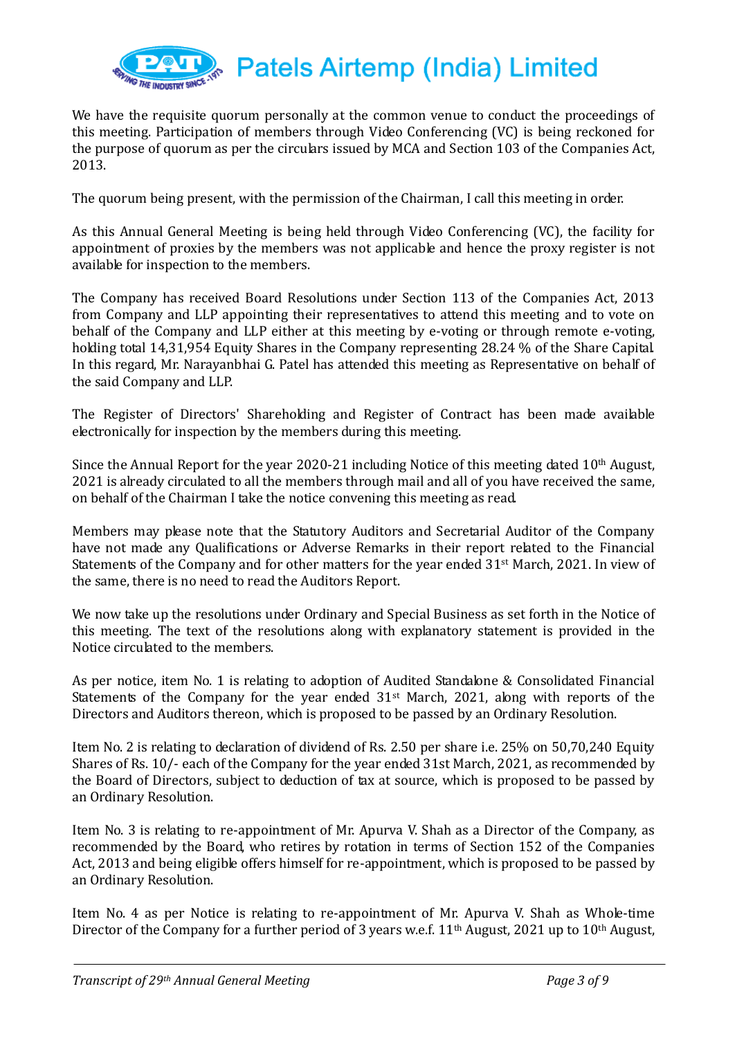We have the requisite quorum personally at the common venue to conduct the proceedings of this meeting. Participation of members through Video Conferencing (VC) is being reckoned for the purpose of quorum as per the circulars issued by MCA and Section 103 of the Companies Act, 2013.

The quorum being present, with the permission of the Chairman, I call this meeting in order.

As this Annual General Meeting is being held through Video Conferencing (VC), the facility for appointment of proxies by the members was not applicable and hence the proxy register is not available for inspection to the members.

The Company has received Board Resolutions under Section 113 of the Companies Act, 2013 from Company and LLP appointing their representatives to attend this meeting and to vote on behalf of the Company and LLP either at this meeting by e-voting or through remote e-voting, holding total 14,31,954 Equity Shares in the Company representing 28.24 % of the Share Capital. In this regard, Mr. Narayanbhai G. Patel has attended this meeting as Representative on behalf of the said Company and LLP.

The Register of Directors' Shareholding and Register of Contract has been made available electronically for inspection by the members during this meeting.

Since the Annual Report for the year 2020-21 including Notice of this meeting dated 10th August, 2021 is already circulated to all the members through mail and all of you have received the same, on behalf of the Chairman I take the notice convening this meeting as read.

Members may please note that the Statutory Auditors and Secretarial Auditor of the Company have not made any Qualifications or Adverse Remarks in their report related to the Financial Statements of the Company and for other matters for the year ended 31st March, 2021. In view of the same, there is no need to read the Auditors Report.

We now take up the resolutions under Ordinary and Special Business as set forth in the Notice of this meeting. The text of the resolutions along with explanatory statement is provided in the Notice circulated to the members.

As per notice, item No. 1 is relating to adoption of Audited Standalone & Consolidated Financial Statements of the Company for the year ended 31st March, 2021, along with reports of the Directors and Auditors thereon, which is proposed to be passed by an Ordinary Resolution.

Item No. 2 is relating to declaration of dividend of Rs. 2.50 per share i.e. 25% on 50,70,240 Equity Shares of Rs. 10/- each of the Company for the year ended 31st March, 2021, as recommended by the Board of Directors, subject to deduction of tax at source, which is proposed to be passed by an Ordinary Resolution.

Item No. 3 is relating to re-appointment of Mr. Apurva V. Shah as a Director of the Company, as recommended by the Board, who retires by rotation in terms of Section 152 of the Companies Act, 2013 and being eligible offers himself for re-appointment, which is proposed to be passed by an Ordinary Resolution.

Item No. 4 as per Notice is relating to re-appointment of Mr. Apurva V. Shah as Whole-time Director of the Company for a further period of 3 years w.e.f. 11th August, 2021 up to 10th August,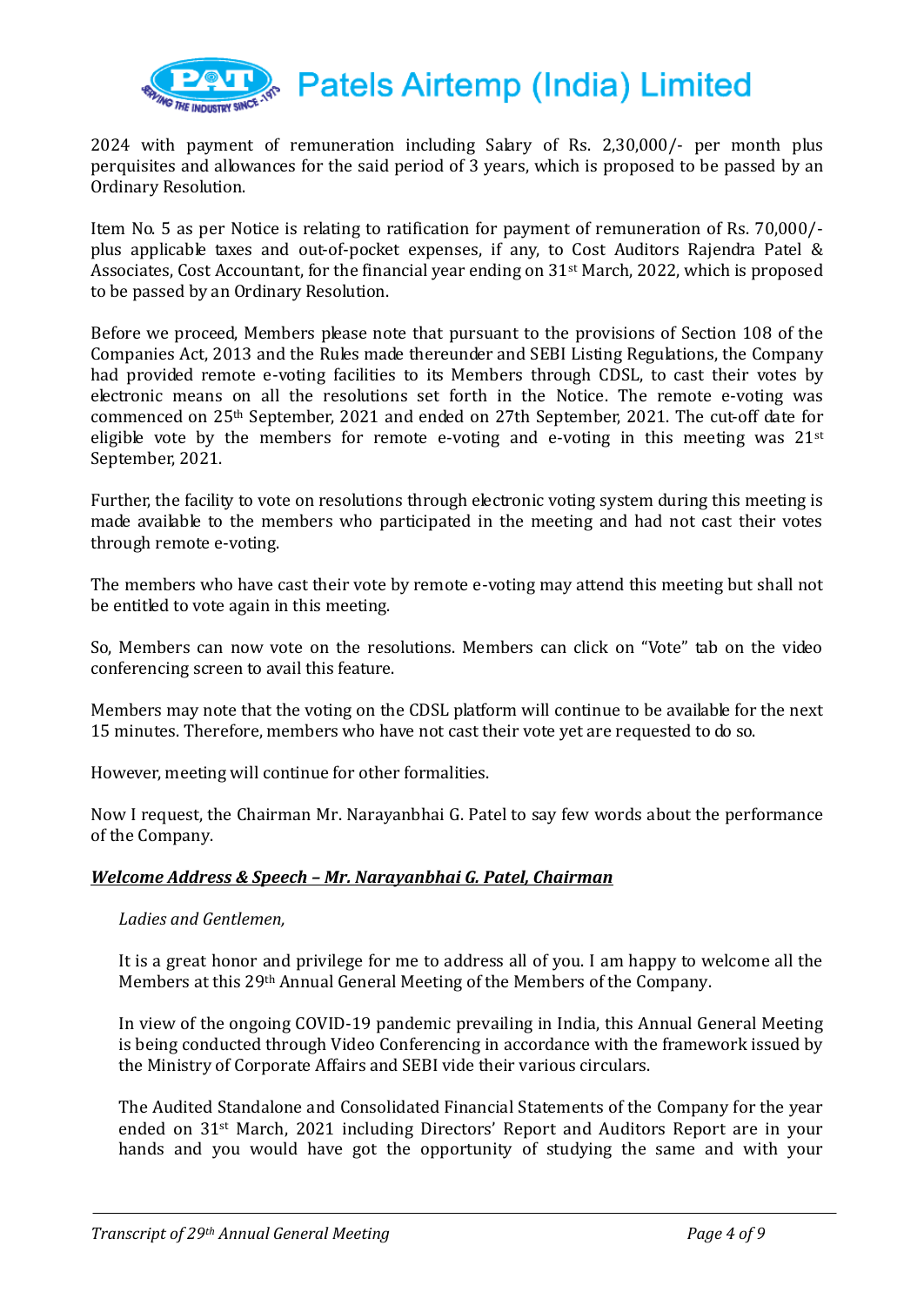2024 with payment of remuneration including Salary of Rs. 2,30,000/- per month plus perquisites and allowances for the said period of 3 years, which is proposed to be passed by an Ordinary Resolution.

Item No. 5 as per Notice is relating to ratification for payment of remuneration of Rs. 70,000/- plus applicable taxes and out-of-pocket expenses, if any, to Cost Auditors Rajendra Patel & Associates, Cost Accountant, for the financial year ending on 31st March, 2022, which is proposed to be passed by an Ordinary Resolution.

Before we proceed, Members please note that pursuant to the provisions of Section 108 of the Companies Act, 2013 and the Rules made thereunder and SEBI Listing Regulations, the Company had provided remote e-voting facilities to its Members through CDSL, to cast their votes by electronic means on all the resolutions set forth in the Notice. The remote e-voting was commenced on 25th September, 2021 and ended on 27th September, 2021. The cut-off date for eligible vote by the members for remote e-voting and e-voting in this meeting was 21st September, 2021.

Further, the facility to vote on resolutions through electronic voting system during this meeting is made available to the members who participated in the meeting and had not cast their votes through remote e-voting.

The members who have cast their vote by remote e-voting may attend this meeting but shall not be entitled to vote again in this meeting.

So, Members can now vote on the resolutions. Members can click on "Vote" tab on the video conferencing screen to avail this feature.

Members may note that the voting on the CDSL platform will continue to be available for the next 15 minutes. Therefore, members who have not cast their vote yet are requested to do so.

However, meeting will continue for other formalities.

Now I request, the Chairman Mr. Narayanbhai G. Patel to say few words about the performance of the Company.

***<u>Welcome Address & Speech – Mr. Narayanbhai G. Patel, Chairman</u>***

*Ladies and Gentlemen,*

It is a great honor and privilege for me to address all of you. I am happy to welcome all the Members at this 29th Annual General Meeting of the Members of the Company.

In view of the ongoing COVID-19 pandemic prevailing in India, this Annual General Meeting is being conducted through Video Conferencing in accordance with the framework issued by the Ministry of Corporate Affairs and SEBI vide their various circulars.

The Audited Standalone and Consolidated Financial Statements of the Company for the year ended on 31st March, 2021 including Directors' Report and Auditors Report are in your hands and you would have got the opportunity of studying the same and with your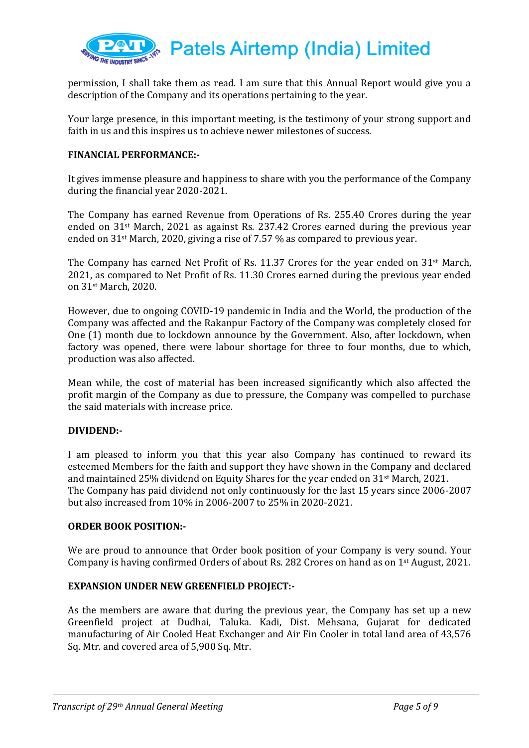permission, I shall take them as read. I am sure that this Annual Report would give you a description of the Company and its operations pertaining to the year.

Your large presence, in this important meeting, is the testimony of your strong support and faith in us and this inspires us to achieve newer milestones of success.

**FINANCIAL PERFORMANCE:-**

It gives immense pleasure and happiness to share with you the performance of the Company during the financial year 2020-2021.

The Company has earned Revenue from Operations of Rs. 255.40 Crores during the year ended on 31st March, 2021 as against Rs. 237.42 Crores earned during the previous year ended on 31st March, 2020, giving a rise of 7.57 % as compared to previous year.

The Company has earned Net Profit of Rs. 11.37 Crores for the year ended on 31st March, 2021, as compared to Net Profit of Rs. 11.30 Crores earned during the previous year ended on 31st March, 2020.

However, due to ongoing COVID-19 pandemic in India and the World, the production of the Company was affected and the Rakanpur Factory of the Company was completely closed for One (1) month due to lockdown announce by the Government. Also, after lockdown, when factory was opened, there were labour shortage for three to four months, due to which, production was also affected.

Mean while, the cost of material has been increased significantly which also affected the profit margin of the Company as due to pressure, the Company was compelled to purchase the said materials with increase price.

**DIVIDEND:-**

I am pleased to inform you that this year also Company has continued to reward its esteemed Members for the faith and support they have shown in the Company and declared and maintained 25% dividend on Equity Shares for the year ended on 31st March, 2021.
The Company has paid dividend not only continuously for the last 15 years since 2006-2007 but also increased from 10% in 2006-2007 to 25% in 2020-2021.

**ORDER BOOK POSITION:-**

We are proud to announce that Order book position of your Company is very sound. Your Company is having confirmed Orders of about Rs. 282 Crores on hand as on 1st August, 2021.

**EXPANSION UNDER NEW GREENFIELD PROJECT:-**

As the members are aware that during the previous year, the Company has set up a new Greenfield project at Dudhai, Taluka. Kadi, Dist. Mehsana, Gujarat for dedicated manufacturing of Air Cooled Heat Exchanger and Air Fin Cooler in total land area of 43,576 Sq. Mtr. and covered area of 5,900 Sq. Mtr.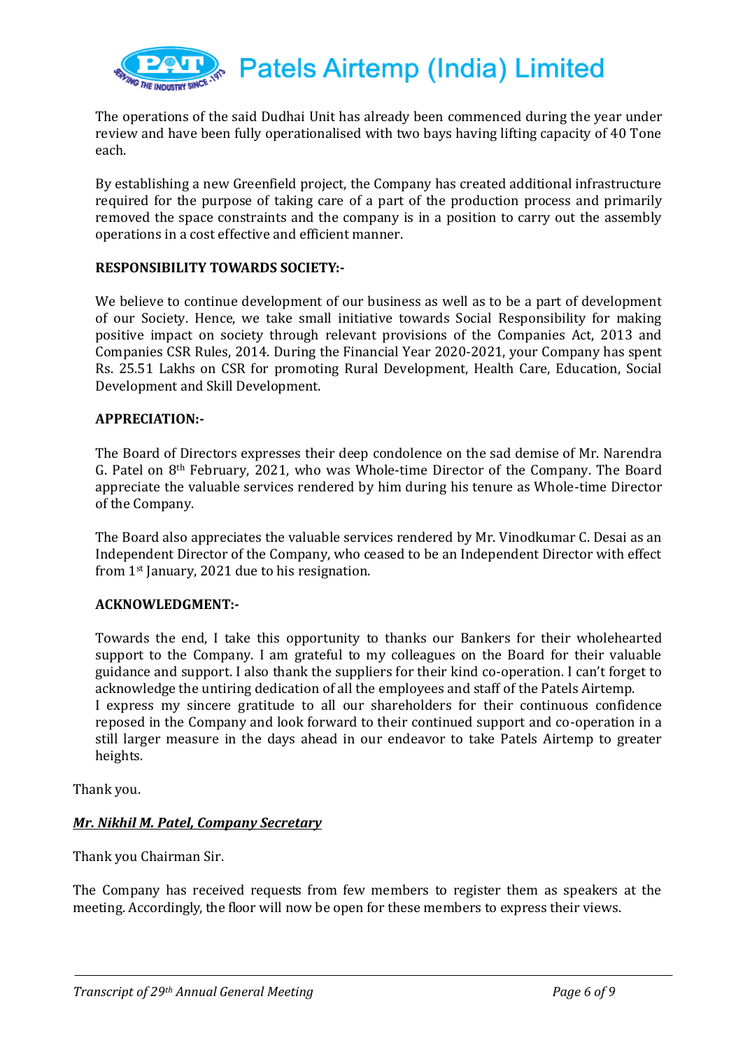The operations of the said Dudhai Unit has already been commenced during the year under review and have been fully operationalised with two bays having lifting capacity of 40 Tone each.

By establishing a new Greenfield project, the Company has created additional infrastructure required for the purpose of taking care of a part of the production process and primarily removed the space constraints and the company is in a position to carry out the assembly operations in a cost effective and efficient manner.

**RESPONSIBILITY TOWARDS SOCIETY:-**

We believe to continue development of our business as well as to be a part of development of our Society. Hence, we take small initiative towards Social Responsibility for making positive impact on society through relevant provisions of the Companies Act, 2013 and Companies CSR Rules, 2014. During the Financial Year 2020-2021, your Company has spent Rs. 25.51 Lakhs on CSR for promoting Rural Development, Health Care, Education, Social Development and Skill Development.

**APPRECIATION:-**

The Board of Directors expresses their deep condolence on the sad demise of Mr. Narendra G. Patel on 8th February, 2021, who was Whole-time Director of the Company. The Board appreciate the valuable services rendered by him during his tenure as Whole-time Director of the Company.

The Board also appreciates the valuable services rendered by Mr. Vinodkumar C. Desai as an Independent Director of the Company, who ceased to be an Independent Director with effect from 1st January, 2021 due to his resignation.

**ACKNOWLEDGMENT:-**

Towards the end, I take this opportunity to thanks our Bankers for their wholehearted support to the Company. I am grateful to my colleagues on the Board for their valuable guidance and support. I also thank the suppliers for their kind co-operation. I can't forget to acknowledge the untiring dedication of all the employees and staff of the Patels Airtemp.
I express my sincere gratitude to all our shareholders for their continuous confidence reposed in the Company and look forward to their continued support and co-operation in a still larger measure in the days ahead in our endeavor to take Patels Airtemp to greater heights.

Thank you.

***Mr. Nikhil M. Patel, Company Secretary***

Thank you Chairman Sir.

The Company has received requests from few members to register them as speakers at the meeting. Accordingly, the floor will now be open for these members to express their views.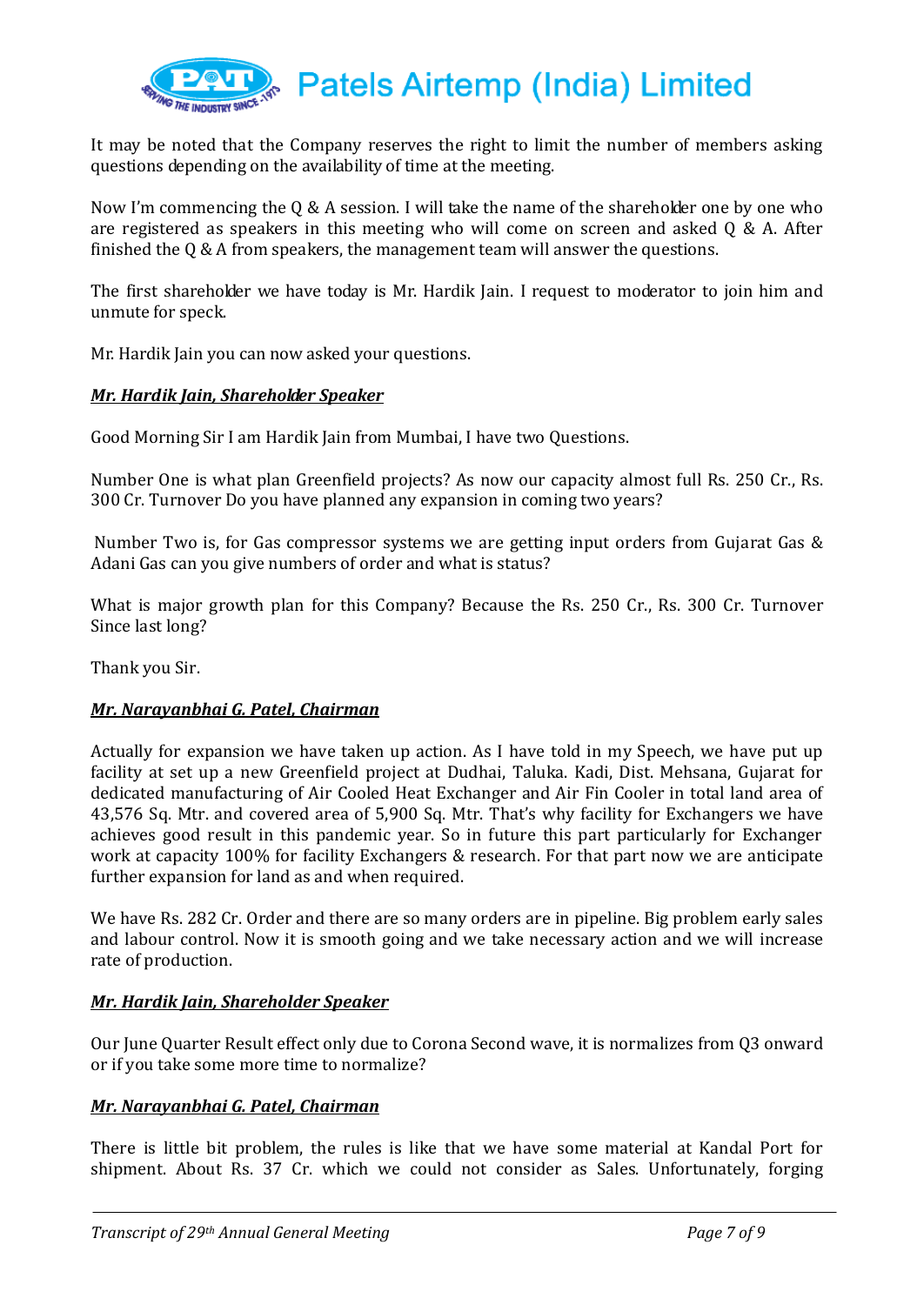It may be noted that the Company reserves the right to limit the number of members asking questions depending on the availability of time at the meeting.

Now I'm commencing the Q & A session. I will take the name of the shareholder one by one who are registered as speakers in this meeting who will come on screen and asked Q & A. After finished the Q & A from speakers, the management team will answer the questions.

The first shareholder we have today is Mr. Hardik Jain. I request to moderator to join him and unmute for speck.

Mr. Hardik Jain you can now asked your questions.

***Mr. Hardik Jain, Shareholder Speaker***

Good Morning Sir I am Hardik Jain from Mumbai, I have two Questions.

Number One is what plan Greenfield projects? As now our capacity almost full Rs. 250 Cr., Rs. 300 Cr. Turnover Do you have planned any expansion in coming two years?

Number Two is, for Gas compressor systems we are getting input orders from Gujarat Gas & Adani Gas can you give numbers of order and what is status?

What is major growth plan for this Company? Because the Rs. 250 Cr., Rs. 300 Cr. Turnover Since last long?

Thank you Sir.

***Mr. Narayanbhai G. Patel, Chairman***

Actually for expansion we have taken up action. As I have told in my Speech, we have put up facility at set up a new Greenfield project at Dudhai, Taluka. Kadi, Dist. Mehsana, Gujarat for dedicated manufacturing of Air Cooled Heat Exchanger and Air Fin Cooler in total land area of 43,576 Sq. Mtr. and covered area of 5,900 Sq. Mtr. That's why facility for Exchangers we have achieves good result in this pandemic year. So in future this part particularly for Exchanger work at capacity 100% for facility Exchangers & research. For that part now we are anticipate further expansion for land as and when required.

We have Rs. 282 Cr. Order and there are so many orders are in pipeline. Big problem early sales and labour control. Now it is smooth going and we take necessary action and we will increase rate of production.

***Mr. Hardik Jain, Shareholder Speaker***

Our June Quarter Result effect only due to Corona Second wave, it is normalizes from Q3 onward or if you take some more time to normalize?

***Mr. Narayanbhai G. Patel, Chairman***

There is little bit problem, the rules is like that we have some material at Kandal Port for shipment. About Rs. 37 Cr. which we could not consider as Sales. Unfortunately, forging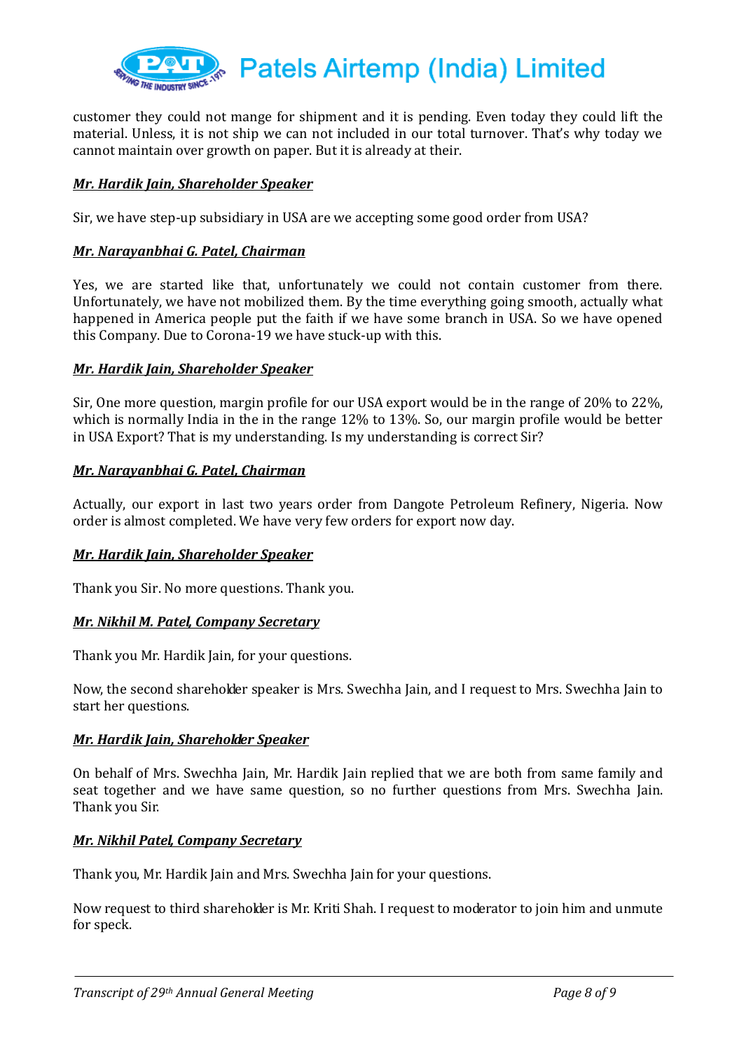customer they could not mange for shipment and it is pending. Even today they could lift the material. Unless, it is not ship we can not included in our total turnover. That's why today we cannot maintain over growth on paper. But it is already at their.

***Mr. Hardik Jain, Shareholder Speaker***

Sir, we have step-up subsidiary in USA are we accepting some good order from USA?

***Mr. Narayanbhai G. Patel, Chairman***

Yes, we are started like that, unfortunately we could not contain customer from there. Unfortunately, we have not mobilized them. By the time everything going smooth, actually what happened in America people put the faith if we have some branch in USA. So we have opened this Company. Due to Corona-19 we have stuck-up with this.

***Mr. Hardik Jain, Shareholder Speaker***

Sir, One more question, margin profile for our USA export would be in the range of 20% to 22%, which is normally India in the in the range 12% to 13%. So, our margin profile would be better in USA Export? That is my understanding. Is my understanding is correct Sir?

***Mr. Narayanbhai G. Patel, Chairman***

Actually, our export in last two years order from Dangote Petroleum Refinery, Nigeria. Now order is almost completed. We have very few orders for export now day.

***Mr. Hardik Jain, Shareholder Speaker***

Thank you Sir. No more questions. Thank you.

***Mr. Nikhil M. Patel, Company Secretary***

Thank you Mr. Hardik Jain, for your questions.

Now, the second shareholder speaker is Mrs. Swechha Jain, and I request to Mrs. Swechha Jain to start her questions.

***Mr. Hardik Jain, Shareholder Speaker***

On behalf of Mrs. Swechha Jain, Mr. Hardik Jain replied that we are both from same family and seat together and we have same question, so no further questions from Mrs. Swechha Jain. Thank you Sir.

***Mr. Nikhil Patel, Company Secretary***

Thank you, Mr. Hardik Jain and Mrs. Swechha Jain for your questions.

Now request to third shareholder is Mr. Kriti Shah. I request to moderator to join him and unmute for speck.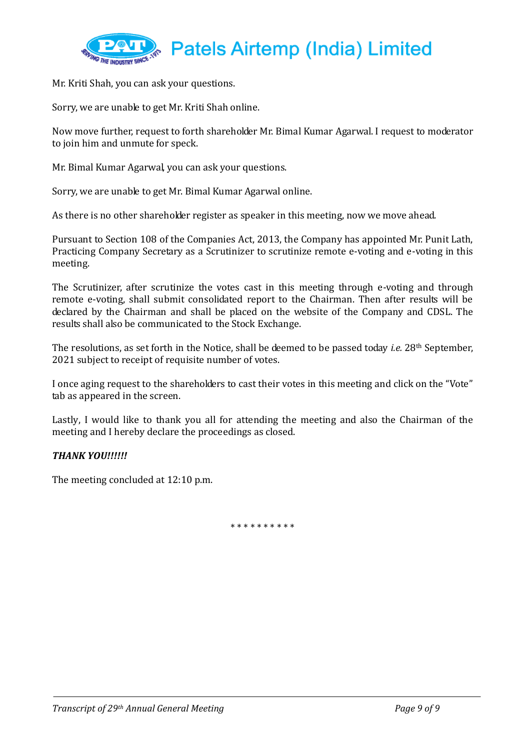Mr. Kriti Shah, you can ask your questions.

Sorry, we are unable to get Mr. Kriti Shah online.

Now move further, request to forth shareholder Mr. Bimal Kumar Agarwal. I request to moderator to join him and unmute for speck.

Mr. Bimal Kumar Agarwal, you can ask your questions.

Sorry, we are unable to get Mr. Bimal Kumar Agarwal online.

As there is no other shareholder register as speaker in this meeting, now we move ahead.

Pursuant to Section 108 of the Companies Act, 2013, the Company has appointed Mr. Punit Lath, Practicing Company Secretary as a Scrutinizer to scrutinize remote e-voting and e-voting in this meeting.

The Scrutinizer, after scrutinize the votes cast in this meeting through e-voting and through remote e-voting, shall submit consolidated report to the Chairman. Then after results will be declared by the Chairman and shall be placed on the website of the Company and CDSL. The results shall also be communicated to the Stock Exchange.

The resolutions, as set forth in the Notice, shall be deemed to be passed today *i.e.* 28th September, 2021 subject to receipt of requisite number of votes.

I once aging request to the shareholders to cast their votes in this meeting and click on the "Vote" tab as appeared in the screen.

Lastly, I would like to thank you all for attending the meeting and also the Chairman of the meeting and I hereby declare the proceedings as closed.

***THANK YOU!!!!!!***

The meeting concluded at 12:10 p.m.

* * * * * * * * * *